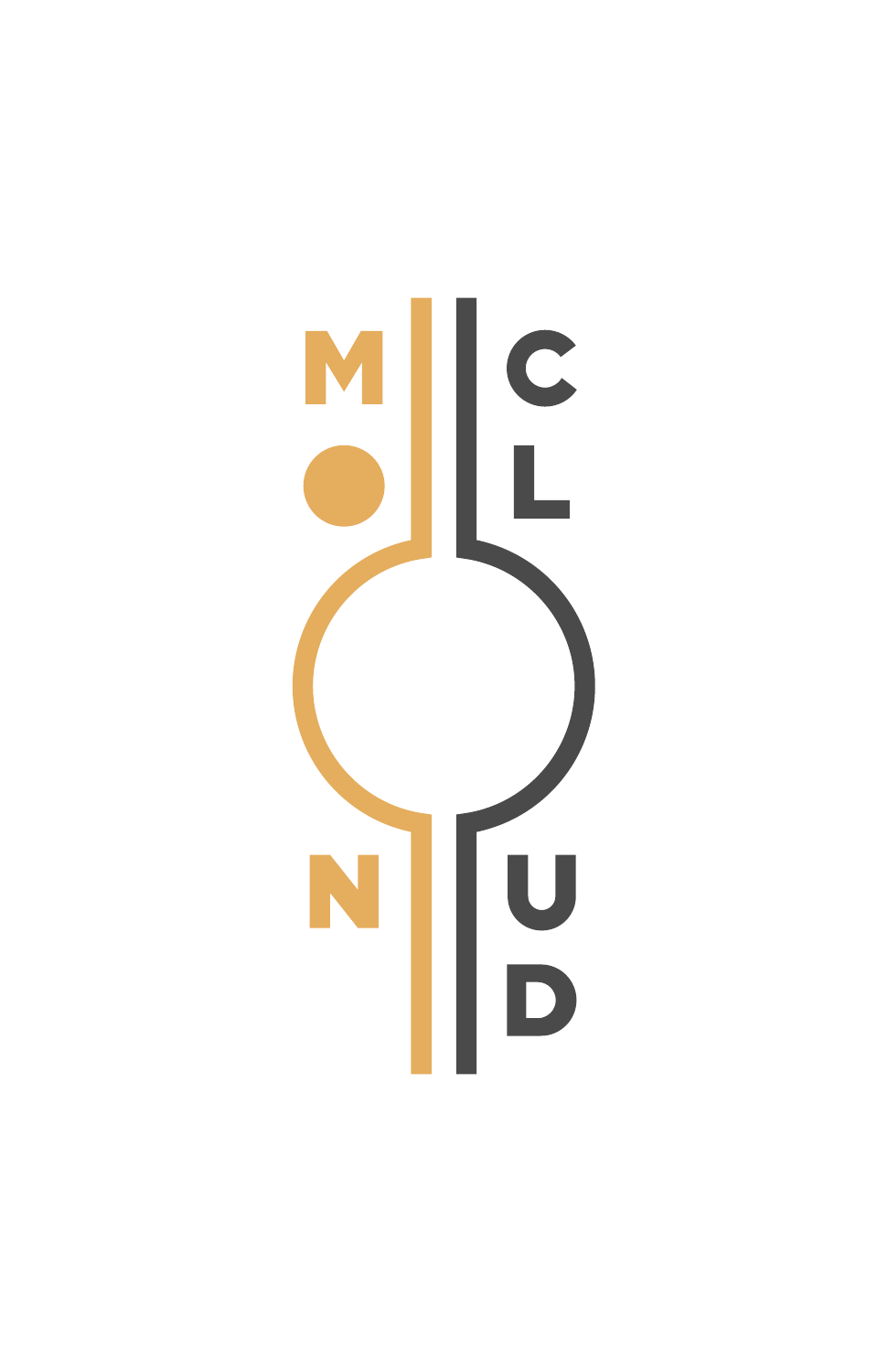# MOON CLOUD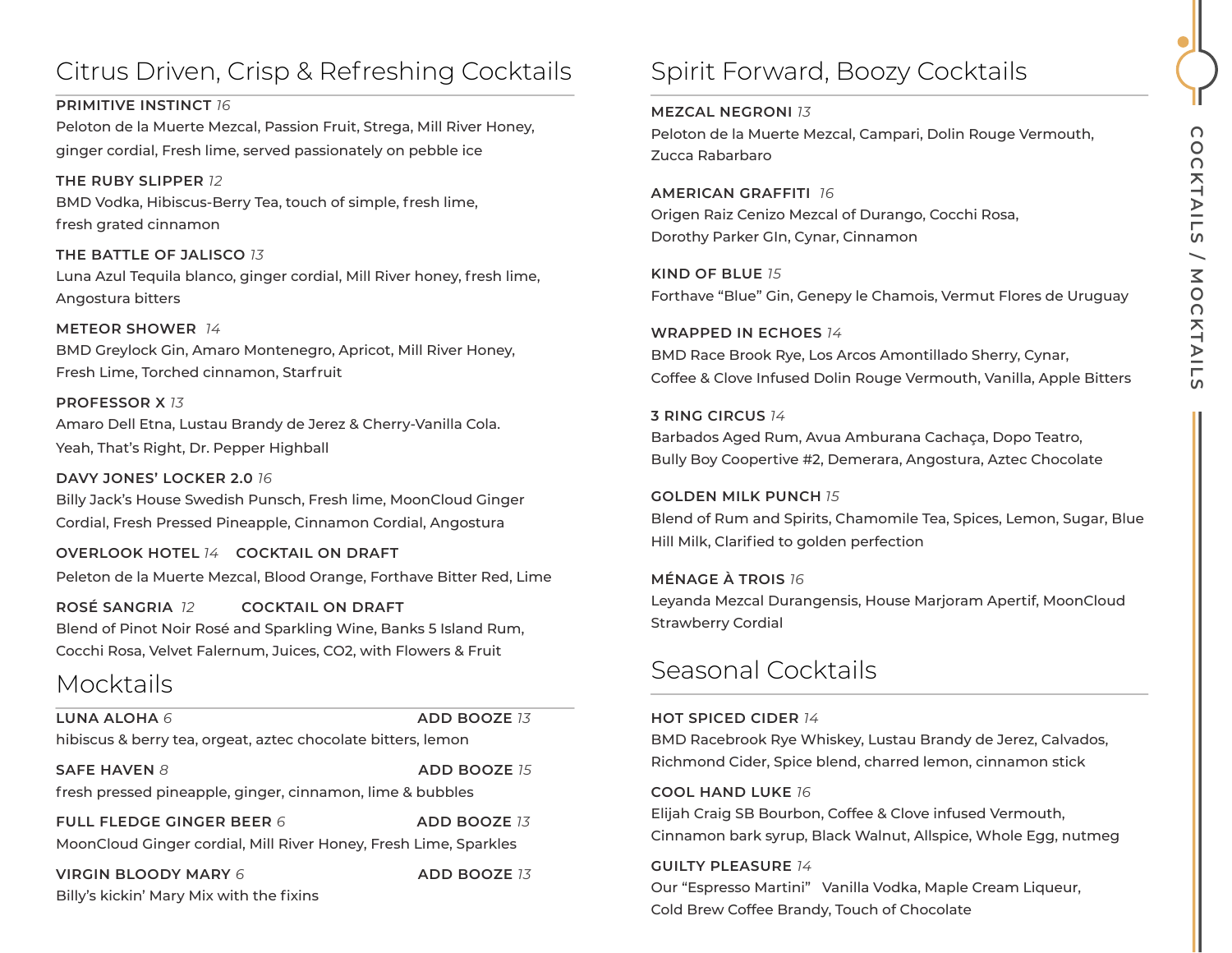## Citrus Driven, Crisp & Refreshing Cocktails

**PRIMITIVE INSTINCT** *16*
Peloton de la Muerte Mezcal, Passion Fruit, Strega, Mill River Honey, ginger cordial, Fresh lime, served passionately on pebble ice

**THE RUBY SLIPPER** *12*
BMD Vodka, Hibiscus-Berry Tea, touch of simple, fresh lime, fresh grated cinnamon

**THE BATTLE OF JALISCO** *13*
Luna Azul Tequila blanco, ginger cordial, Mill River honey, fresh lime, Angostura bitters

**METEOR SHOWER** *14*
BMD Greylock Gin, Amaro Montenegro, Apricot, Mill River Honey, Fresh Lime, Torched cinnamon, Starfruit

**PROFESSOR X** *13*
Amaro Dell Etna, Lustau Brandy de Jerez & Cherry-Vanilla Cola. Yeah, That's Right, Dr. Pepper Highball

**DAVY JONES' LOCKER 2.0** *16*
Billy Jack's House Swedish Punsch, Fresh lime, MoonCloud Ginger Cordial, Fresh Pressed Pineapple, Cinnamon Cordial, Angostura

**OVERLOOK HOTEL** *14* **COCKTAIL ON DRAFT**
Peleton de la Muerte Mezcal, Blood Orange, Forthave Bitter Red, Lime

**ROSÉ SANGRIA** *12* **COCKTAIL ON DRAFT**
Blend of Pinot Noir Rosé and Sparkling Wine, Banks 5 Island Rum, Cocchi Rosa, Velvet Falernum, Juices, CO2, with Flowers & Fruit

## Mocktails

**LUNA ALOHA** *6* — **ADD BOOZE** *13*
hibiscus & berry tea, orgeat, aztec chocolate bitters, lemon

**SAFE HAVEN** *8* — **ADD BOOZE** *15*
fresh pressed pineapple, ginger, cinnamon, lime & bubbles

**FULL FLEDGE GINGER BEER** *6* — **ADD BOOZE** *13*
MoonCloud Ginger cordial, Mill River Honey, Fresh Lime, Sparkles

**VIRGIN BLOODY MARY** *6* — **ADD BOOZE** *13*
Billy's kickin' Mary Mix with the fixins

## Spirit Forward, Boozy Cocktails

**MEZCAL NEGRONI** *13*
Peloton de la Muerte Mezcal, Campari, Dolin Rouge Vermouth, Zucca Rabarbaro

**AMERICAN GRAFFITI** *16*
Origen Raiz Cenizo Mezcal of Durango, Cocchi Rosa, Dorothy Parker GIn, Cynar, Cinnamon

**KIND OF BLUE** *15*
Forthave "Blue" Gin, Genepy le Chamois, Vermut Flores de Uruguay

**WRAPPED IN ECHOES** *14*
BMD Race Brook Rye, Los Arcos Amontillado Sherry, Cynar, Coffee & Clove Infused Dolin Rouge Vermouth, Vanilla, Apple Bitters

**3 RING CIRCUS** *14*
Barbados Aged Rum, Avua Amburana Cachaça, Dopo Teatro, Bully Boy Coopertive #2, Demerara, Angostura, Aztec Chocolate

**GOLDEN MILK PUNCH** *15*
Blend of Rum and Spirits, Chamomile Tea, Spices, Lemon, Sugar, Blue Hill Milk, Clarified to golden perfection

**MÉNAGE À TROIS** *16*
Leyanda Mezcal Durangensis, House Marjoram Apertif, MoonCloud Strawberry Cordial

## Seasonal Cocktails

**HOT SPICED CIDER** *14*
BMD Racebrook Rye Whiskey, Lustau Brandy de Jerez, Calvados, Richmond Cider, Spice blend, charred lemon, cinnamon stick

**COOL HAND LUKE** *16*
Elijah Craig SB Bourbon, Coffee & Clove infused Vermouth, Cinnamon bark syrup, Black Walnut, Allspice, Whole Egg, nutmeg

**GUILTY PLEASURE** *14*
Our "Espresso Martini" Vanilla Vodka, Maple Cream Liqueur, Cold Brew Coffee Brandy, Touch of Chocolate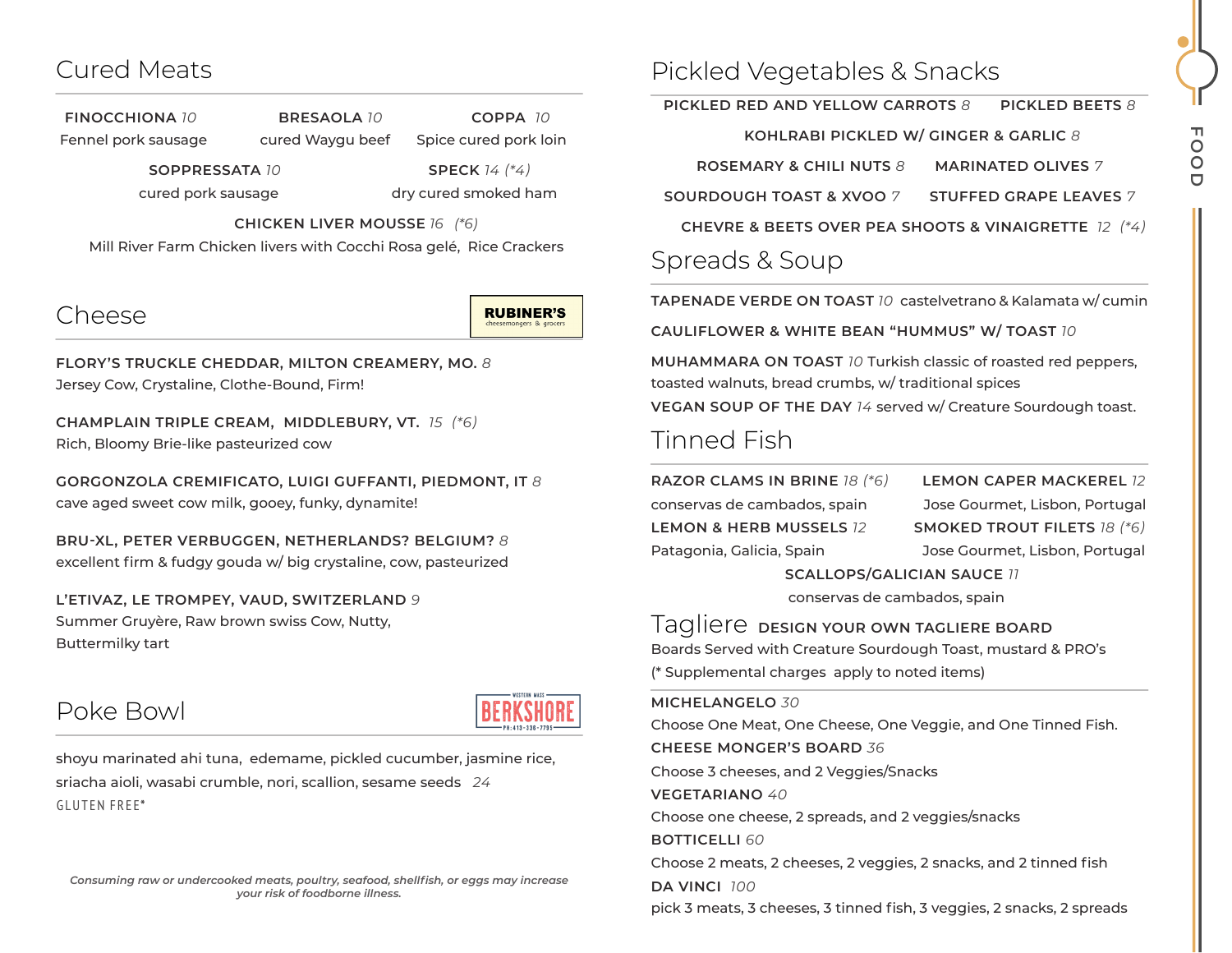## Cured Meats

**FINOCCHIONA** *10*
Fennel pork sausage

**BRESAOLA** *10*
cured Waygu beef

**COPPA** *10*
Spice cured pork loin

**SOPPRESSATA** *10*
cured pork sausage

**SPECK** *14 (*4)*
dry cured smoked ham

**CHICKEN LIVER MOUSSE** *16 (*6)*
Mill River Farm Chicken livers with Cocchi Rosa gelé, Rice Crackers

## Cheese

RUBINER'S cheesemongers & grocers

**FLORY'S TRUCKLE CHEDDAR, MILTON CREAMERY, MO.** *8*
Jersey Cow, Crystaline, Clothe-Bound, Firm!

**CHAMPLAIN TRIPLE CREAM, MIDDLEBURY, VT.** *15 (*6)*
Rich, Bloomy Brie-like pasteurized cow

**GORGONZOLA CREMIFICATO, LUIGI GUFFANTI, PIEDMONT, IT** *8*
cave aged sweet cow milk, gooey, funky, dynamite!

**BRU-XL, PETER VERBUGGEN, NETHERLANDS? BELGIUM?** *8*
excellent firm & fudgy gouda w/ big crystaline, cow, pasteurized

**L'ETIVAZ, LE TROMPEY, VAUD, SWITZERLAND** *9*
Summer Gruyère, Raw brown swiss Cow, Nutty,
Buttermilky tart

## Poke Bowl

WESTERN MASS BERKSHORE PH: 413-338-7795

shoyu marinated ahi tuna, edemame, pickled cucumber, jasmine rice, sriacha aioli, wasabi crumble, nori, scallion, sesame seeds *24*

GLUTEN FREE*

*Consuming raw or undercooked meats, poultry, seafood, shellfish, or eggs may increase your risk of foodborne illness.*

## Pickled Vegetables & Snacks

**PICKLED RED AND YELLOW CARROTS** *8*

**PICKLED BEETS** *8*

**KOHLRABI PICKLED W/ GINGER & GARLIC** *8*

**ROSEMARY & CHILI NUTS** *8*

**MARINATED OLIVES** *7*

**SOURDOUGH TOAST & XVOO** *7*

**STUFFED GRAPE LEAVES** *7*

**CHEVRE & BEETS OVER PEA SHOOTS & VINAIGRETTE** *12 (*4)*

## Spreads & Soup

**TAPENADE VERDE ON TOAST** *10* castelvetrano & Kalamata w/ cumin

**CAULIFLOWER & WHITE BEAN "HUMMUS" W/ TOAST** *10*

**MUHAMMARA ON TOAST** *10* Turkish classic of roasted red peppers, toasted walnuts, bread crumbs, w/ traditional spices

**VEGAN SOUP OF THE DAY** *14* served w/ Creature Sourdough toast.

## Tinned Fish

**RAZOR CLAMS IN BRINE** *18 (*6)*
conservas de cambados, spain

**LEMON CAPER MACKEREL** *12*
Jose Gourmet, Lisbon, Portugal

**LEMON & HERB MUSSELS** *12*
Patagonia, Galicia, Spain

**SMOKED TROUT FILETS** *18 (*6)*
Jose Gourmet, Lisbon, Portugal

**SCALLOPS/GALICIAN SAUCE** *11*
conservas de cambados, spain

## Tagliere **DESIGN YOUR OWN TAGLIERE BOARD**

Boards Served with Creature Sourdough Toast, mustard & PRO's
(* Supplemental charges apply to noted items)

**MICHELANGELO** *30*
Choose One Meat, One Cheese, One Veggie, and One Tinned Fish.

**CHEESE MONGER'S BOARD** *36*
Choose 3 cheeses, and 2 Veggies/Snacks

**VEGETARIANO** *40*
Choose one cheese, 2 spreads, and 2 veggies/snacks

**BOTTICELLI** *60*
Choose 2 meats, 2 cheeses, 2 veggies, 2 snacks, and 2 tinned fish

**DA VINCI** *100*
pick 3 meats, 3 cheeses, 3 tinned fish, 3 veggies, 2 snacks, 2 spreads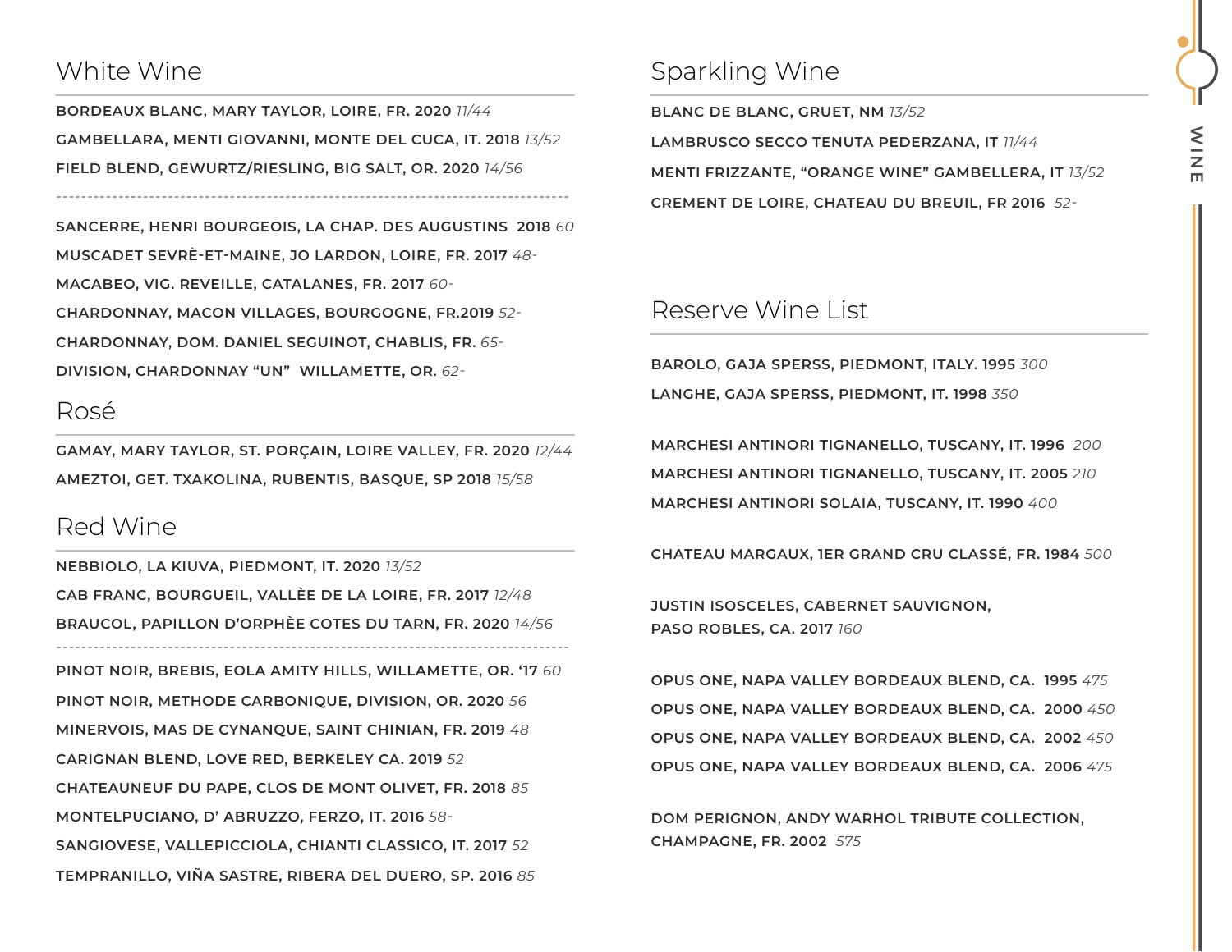## White Wine

**BORDEAUX BLANC, MARY TAYLOR, LOIRE, FR. 2020** *11/44*

**GAMBELLARA, MENTI GIOVANNI, MONTE DEL CUCA, IT. 2018** *13/52*

**FIELD BLEND, GEWURTZ/RIESLING, BIG SALT, OR. 2020** *14/56*

---

**SANCERRE, HENRI BOURGEOIS, LA CHAP. DES AUGUSTINS 2018** *60*

**MUSCADET SEVRÈ-ET-MAINE, JO LARDON, LOIRE, FR. 2017** *48-*

**MACABEO, VIG. REVEILLE, CATALANES, FR. 2017** *60-*

**CHARDONNAY, MACON VILLAGES, BOURGOGNE, FR.2019** *52-*

**CHARDONNAY, DOM. DANIEL SEGUINOT, CHABLIS, FR.** *65-*

**DIVISION, CHARDONNAY "UN" WILLAMETTE, OR.** *62-*

## Rosé

**GAMAY, MARY TAYLOR, ST. PORÇAIN, LOIRE VALLEY, FR. 2020** *12/44*

**AMEZTOI, GET. TXAKOLINA, RUBENTIS, BASQUE, SP 2018** *15/58*

## Red Wine

**NEBBIOLO, LA KIUVA, PIEDMONT, IT. 2020** *13/52*

**CAB FRANC, BOURGUEIL, VALLÈE DE LA LOIRE, FR. 2017** *12/48*

**BRAUCOL, PAPILLON D'ORPHÈE COTES DU TARN, FR. 2020** *14/56*

---

**PINOT NOIR, BREBIS, EOLA AMITY HILLS, WILLAMETTE, OR. '17** *60*

**PINOT NOIR, METHODE CARBONIQUE, DIVISION, OR. 2020** *56*

**MINERVOIS, MAS DE CYNANQUE, SAINT CHINIAN, FR. 2019** *48*

**CARIGNAN BLEND, LOVE RED, BERKELEY CA. 2019** *52*

**CHATEAUNEUF DU PAPE, CLOS DE MONT OLIVET, FR. 2018** *85*

**MONTELPUCIANO, D' ABRUZZO, FERZO, IT. 2016** *58-*

**SANGIOVESE, VALLEPICCIOLA, CHIANTI CLASSICO, IT. 2017** *52*

**TEMPRANILLO, VIÑA SASTRE, RIBERA DEL DUERO, SP. 2016** *85*

## Sparkling Wine

**BLANC DE BLANC, GRUET, NM** *13/52*

**LAMBRUSCO SECCO TENUTA PEDERZANA, IT** *11/44*

**MENTI FRIZZANTE, "ORANGE WINE" GAMBELLERA, IT** *13/52*

**CREMENT DE LOIRE, CHATEAU DU BREUIL, FR 2016** *52-*

## Reserve Wine List

**BAROLO, GAJA SPERSS, PIEDMONT, ITALY. 1995** *300*

**LANGHE, GAJA SPERSS, PIEDMONT, IT. 1998** *350*

**MARCHESI ANTINORI TIGNANELLO, TUSCANY, IT. 1996** *200*

**MARCHESI ANTINORI TIGNANELLO, TUSCANY, IT. 2005** *210*

**MARCHESI ANTINORI SOLAIA, TUSCANY, IT. 1990** *400*

**CHATEAU MARGAUX, 1ER GRAND CRU CLASSÉ, FR. 1984** *500*

**JUSTIN ISOSCELES, CABERNET SAUVIGNON, PASO ROBLES, CA. 2017** *160*

**OPUS ONE, NAPA VALLEY BORDEAUX BLEND, CA. 1995** *475*

**OPUS ONE, NAPA VALLEY BORDEAUX BLEND, CA. 2000** *450*

**OPUS ONE, NAPA VALLEY BORDEAUX BLEND, CA. 2002** *450*

**OPUS ONE, NAPA VALLEY BORDEAUX BLEND, CA. 2006** *475*

**DOM PERIGNON, ANDY WARHOL TRIBUTE COLLECTION, CHAMPAGNE, FR. 2002** *575*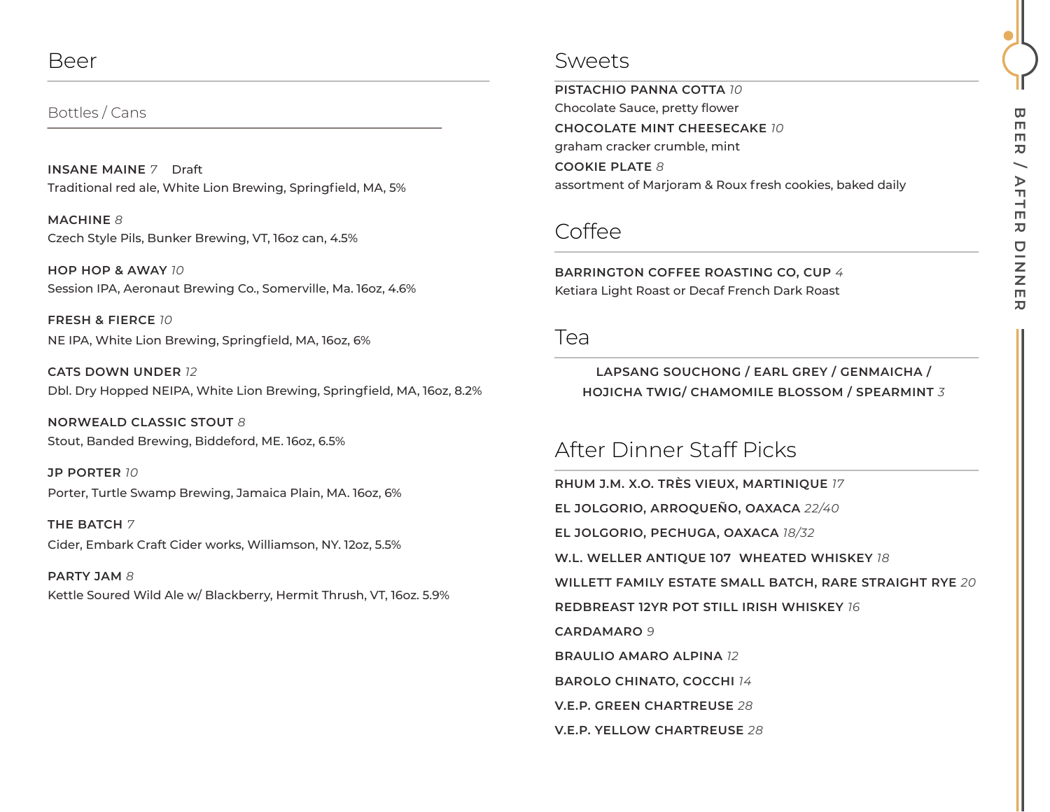## Beer

### Bottles / Cans

**INSANE MAINE** *7* Draft
Traditional red ale, White Lion Brewing, Springfield, MA, 5%

**MACHINE** *8*
Czech Style Pils, Bunker Brewing, VT, 16oz can, 4.5%

**HOP HOP & AWAY** *10*
Session IPA, Aeronaut Brewing Co., Somerville, Ma. 16oz, 4.6%

**FRESH & FIERCE** *10*
NE IPA, White Lion Brewing, Springfield, MA, 16oz, 6%

**CATS DOWN UNDER** *12*
Dbl. Dry Hopped NEIPA, White Lion Brewing, Springfield, MA, 16oz, 8.2%

**NORWEALD CLASSIC STOUT** *8*
Stout, Banded Brewing, Biddeford, ME. 16oz, 6.5%

**JP PORTER** *10*
Porter, Turtle Swamp Brewing, Jamaica Plain, MA. 16oz, 6%

**THE BATCH** *7*
Cider, Embark Craft Cider works, Williamson, NY. 12oz, 5.5%

**PARTY JAM** *8*
Kettle Soured Wild Ale w/ Blackberry, Hermit Thrush, VT, 16oz. 5.9%

## Sweets

**PISTACHIO PANNA COTTA** *10*
Chocolate Sauce, pretty flower

**CHOCOLATE MINT CHEESECAKE** *10*
graham cracker crumble, mint

**COOKIE PLATE** *8*
assortment of Marjoram & Roux fresh cookies, baked daily

## Coffee

**BARRINGTON COFFEE ROASTING CO, CUP** *4*
Ketiara Light Roast or Decaf French Dark Roast

## Tea

**LAPSANG SOUCHONG / EARL GREY / GENMAICHA / HOJICHA TWIG/ CHAMOMILE BLOSSOM / SPEARMINT** *3*

## After Dinner Staff Picks

**RHUM J.M. X.O. TRÈS VIEUX, MARTINIQUE** *17*

**EL JOLGORIO, ARROQUEÑO, OAXACA** *22/40*

**EL JOLGORIO, PECHUGA, OAXACA** *18/32*

**W.L. WELLER ANTIQUE 107 WHEATED WHISKEY** *18*

**WILLETT FAMILY ESTATE SMALL BATCH, RARE STRAIGHT RYE** *20*

**REDBREAST 12YR POT STILL IRISH WHISKEY** *16*

**CARDAMARO** *9*

**BRAULIO AMARO ALPINA** *12*

**BAROLO CHINATO, COCCHI** *14*

**V.E.P. GREEN CHARTREUSE** *28*

**V.E.P. YELLOW CHARTREUSE** *28*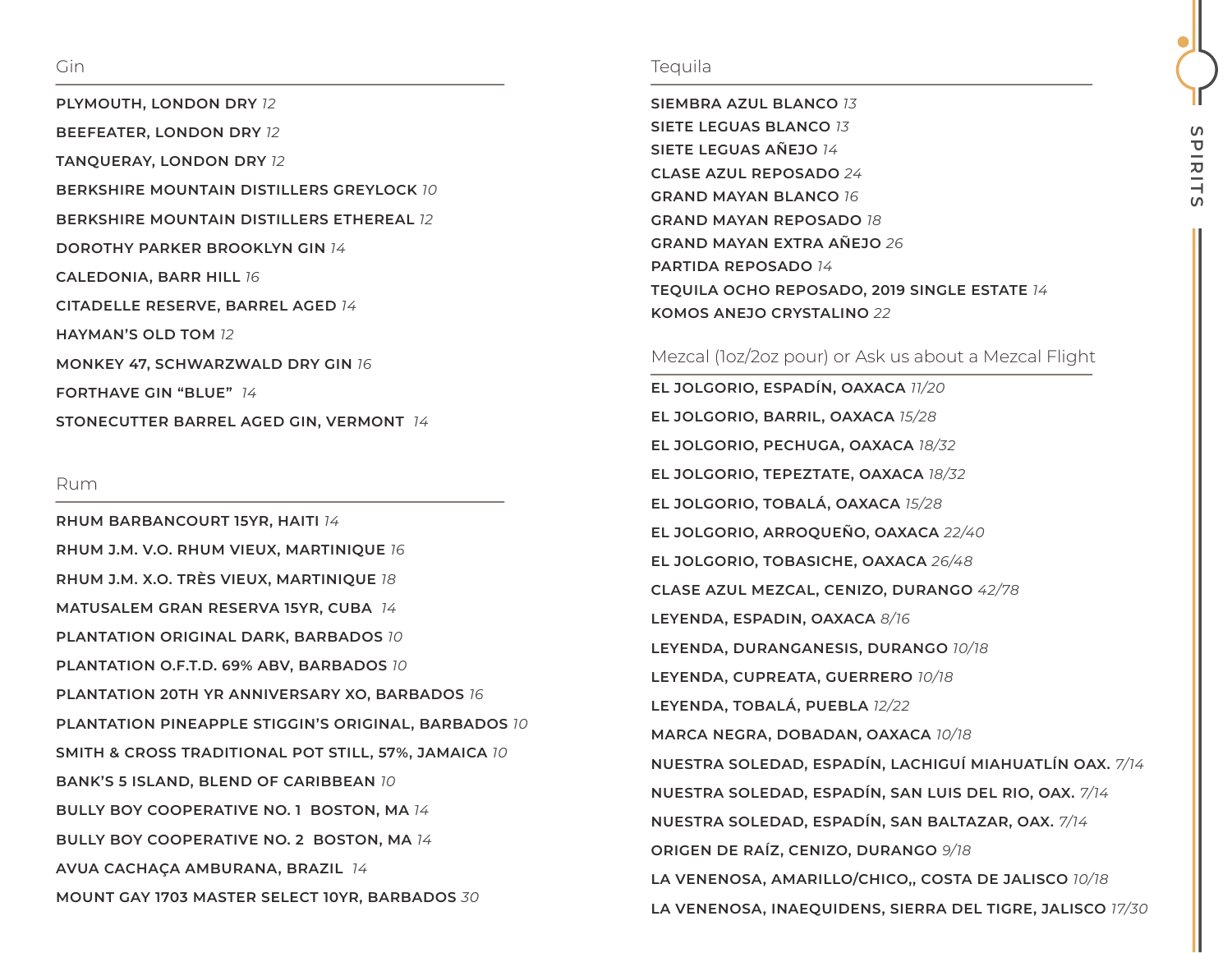## Gin

**PLYMOUTH, LONDON DRY** *12*

**BEEFEATER, LONDON DRY** *12*

**TANQUERAY, LONDON DRY** *12*

**BERKSHIRE MOUNTAIN DISTILLERS GREYLOCK** *10*

**BERKSHIRE MOUNTAIN DISTILLERS ETHEREAL** *12*

**DOROTHY PARKER BROOKLYN GIN** *14*

**CALEDONIA, BARR HILL** *16*

**CITADELLE RESERVE, BARREL AGED** *14*

**HAYMAN'S OLD TOM** *12*

**MONKEY 47, SCHWARZWALD DRY GIN** *16*

**FORTHAVE GIN "BLUE"** *14*

**STONECUTTER BARREL AGED GIN, VERMONT** *14*

## Rum

**RHUM BARBANCOURT 15YR, HAITI** *14*

**RHUM J.M. V.O. RHUM VIEUX, MARTINIQUE** *16*

**RHUM J.M. X.O. TRÈS VIEUX, MARTINIQUE** *18*

**MATUSALEM GRAN RESERVA 15YR, CUBA** *14*

**PLANTATION ORIGINAL DARK, BARBADOS** *10*

**PLANTATION O.F.T.D. 69% ABV, BARBADOS** *10*

**PLANTATION 20TH YR ANNIVERSARY XO, BARBADOS** *16*

**PLANTATION PINEAPPLE STIGGIN'S ORIGINAL, BARBADOS** *10*

**SMITH & CROSS TRADITIONAL POT STILL, 57%, JAMAICA** *10*

**BANK'S 5 ISLAND, BLEND OF CARIBBEAN** *10*

**BULLY BOY COOPERATIVE NO. 1 BOSTON, MA** *14*

**BULLY BOY COOPERATIVE NO. 2 BOSTON, MA** *14*

**AVUA CACHAÇA AMBURANA, BRAZIL** *14*

**MOUNT GAY 1703 MASTER SELECT 10YR, BARBADOS** *30*

## Tequila

**SIEMBRA AZUL BLANCO** *13*

**SIETE LEGUAS BLANCO** *13*

**SIETE LEGUAS AÑEJO** *14*

**CLASE AZUL REPOSADO** *24*

**GRAND MAYAN BLANCO** *16*

**GRAND MAYAN REPOSADO** *18*

**GRAND MAYAN EXTRA AÑEJO** *26*

**PARTIDA REPOSADO** *14*

**TEQUILA OCHO REPOSADO, 2019 SINGLE ESTATE** *14*

**KOMOS ANEJO CRYSTALINO** *22*

## Mezcal (1oz/2oz pour) or Ask us about a Mezcal Flight

**EL JOLGORIO, ESPADÍN, OAXACA** *11/20*

**EL JOLGORIO, BARRIL, OAXACA** *15/28*

**EL JOLGORIO, PECHUGA, OAXACA** *18/32*

**EL JOLGORIO, TEPEZTATE, OAXACA** *18/32*

**EL JOLGORIO, TOBALÁ, OAXACA** *15/28*

**EL JOLGORIO, ARROQUEÑO, OAXACA** *22/40*

**EL JOLGORIO, TOBASICHE, OAXACA** *26/48*

**CLASE AZUL MEZCAL, CENIZO, DURANGO** *42/78*

**LEYENDA, ESPADIN, OAXACA** *8/16*

**LEYENDA, DURANGANESIS, DURANGO** *10/18*

**LEYENDA, CUPREATA, GUERRERO** *10/18*

**LEYENDA, TOBALÁ, PUEBLA** *12/22*

**MARCA NEGRA, DOBADAN, OAXACA** *10/18*

**NUESTRA SOLEDAD, ESPADÍN, LACHIGUÍ MIAHUATLÍN OAX.** *7/14*

**NUESTRA SOLEDAD, ESPADÍN, SAN LUIS DEL RIO, OAX.** *7/14*

**NUESTRA SOLEDAD, ESPADÍN, SAN BALTAZAR, OAX.** *7/14*

**ORIGEN DE RAÍZ, CENIZO, DURANGO** *9/18*

**LA VENENOSA, AMARILLO/CHICO,, COSTA DE JALISCO** *10/18*

**LA VENENOSA, INAEQUIDENS, SIERRA DEL TIGRE, JALISCO** *17/30*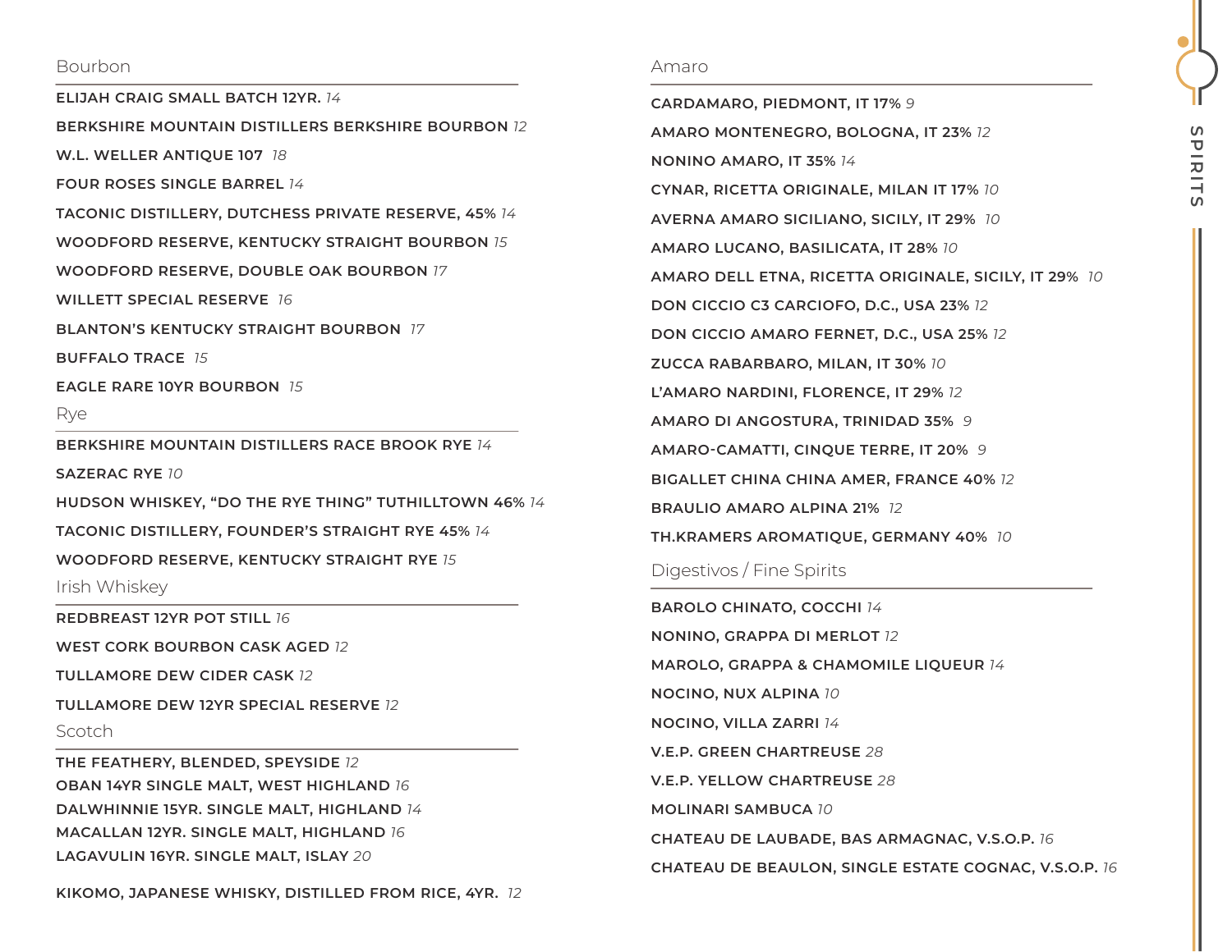## Bourbon

**ELIJAH CRAIG SMALL BATCH 12YR.** *14*

**BERKSHIRE MOUNTAIN DISTILLERS BERKSHIRE BOURBON** *12*

**W.L. WELLER ANTIQUE 107** *18*

**FOUR ROSES SINGLE BARREL** *14*

**TACONIC DISTILLERY, DUTCHESS PRIVATE RESERVE, 45%** *14*

**WOODFORD RESERVE, KENTUCKY STRAIGHT BOURBON** *15*

**WOODFORD RESERVE, DOUBLE OAK BOURBON** *17*

**WILLETT SPECIAL RESERVE** *16*

**BLANTON'S KENTUCKY STRAIGHT BOURBON** *17*

**BUFFALO TRACE** *15*

**EAGLE RARE 10YR BOURBON** *15*

## Rye

**BERKSHIRE MOUNTAIN DISTILLERS RACE BROOK RYE** *14*

**SAZERAC RYE** *10*

**HUDSON WHISKEY, "DO THE RYE THING" TUTHILLTOWN 46%** *14*

**TACONIC DISTILLERY, FOUNDER'S STRAIGHT RYE 45%** *14*

**WOODFORD RESERVE, KENTUCKY STRAIGHT RYE** *15*

## Irish Whiskey

**REDBREAST 12YR POT STILL** *16*

**WEST CORK BOURBON CASK AGED** *12*

**TULLAMORE DEW CIDER CASK** *12*

**TULLAMORE DEW 12YR SPECIAL RESERVE** *12*

## Scotch

**THE FEATHERY, BLENDED, SPEYSIDE** *12*

**OBAN 14YR SINGLE MALT, WEST HIGHLAND** *16*

**DALWHINNIE 15YR. SINGLE MALT, HIGHLAND** *14*

**MACALLAN 12YR. SINGLE MALT, HIGHLAND** *16*

**LAGAVULIN 16YR. SINGLE MALT, ISLAY** *20*

**KIKOMO, JAPANESE WHISKY, DISTILLED FROM RICE, 4YR.** *12*

## Amaro

**CARDAMARO, PIEDMONT, IT 17%** *9*

**AMARO MONTENEGRO, BOLOGNA, IT 23%** *12*

**NONINO AMARO, IT 35%** *14*

**CYNAR, RICETTA ORIGINALE, MILAN IT 17%** *10*

**AVERNA AMARO SICILIANO, SICILY, IT 29%** *10*

**AMARO LUCANO, BASILICATA, IT 28%** *10*

**AMARO DELL ETNA, RICETTA ORIGINALE, SICILY, IT 29%** *10*

**DON CICCIO C3 CARCIOFO, D.C., USA 23%** *12*

**DON CICCIO AMARO FERNET, D.C., USA 25%** *12*

**ZUCCA RABARBARO, MILAN, IT 30%** *10*

**L'AMARO NARDINI, FLORENCE, IT 29%** *12*

**AMARO DI ANGOSTURA, TRINIDAD 35%** *9*

**AMARO-CAMATTI, CINQUE TERRE, IT 20%** *9*

**BIGALLET CHINA CHINA AMER, FRANCE 40%** *12*

**BRAULIO AMARO ALPINA 21%** *12*

**TH.KRAMERS AROMATIQUE, GERMANY 40%** *10*

## Digestivos / Fine Spirits

**BAROLO CHINATO, COCCHI** *14*

**NONINO, GRAPPA DI MERLOT** *12*

**MAROLO, GRAPPA & CHAMOMILE LIQUEUR** *14*

**NOCINO, NUX ALPINA** *10*

**NOCINO, VILLA ZARRI** *14*

**V.E.P. GREEN CHARTREUSE** *28*

**V.E.P. YELLOW CHARTREUSE** *28*

**MOLINARI SAMBUCA** *10*

**CHATEAU DE LAUBADE, BAS ARMAGNAC, V.S.O.P.** *16*

**CHATEAU DE BEAULON, SINGLE ESTATE COGNAC, V.S.O.P.** *16*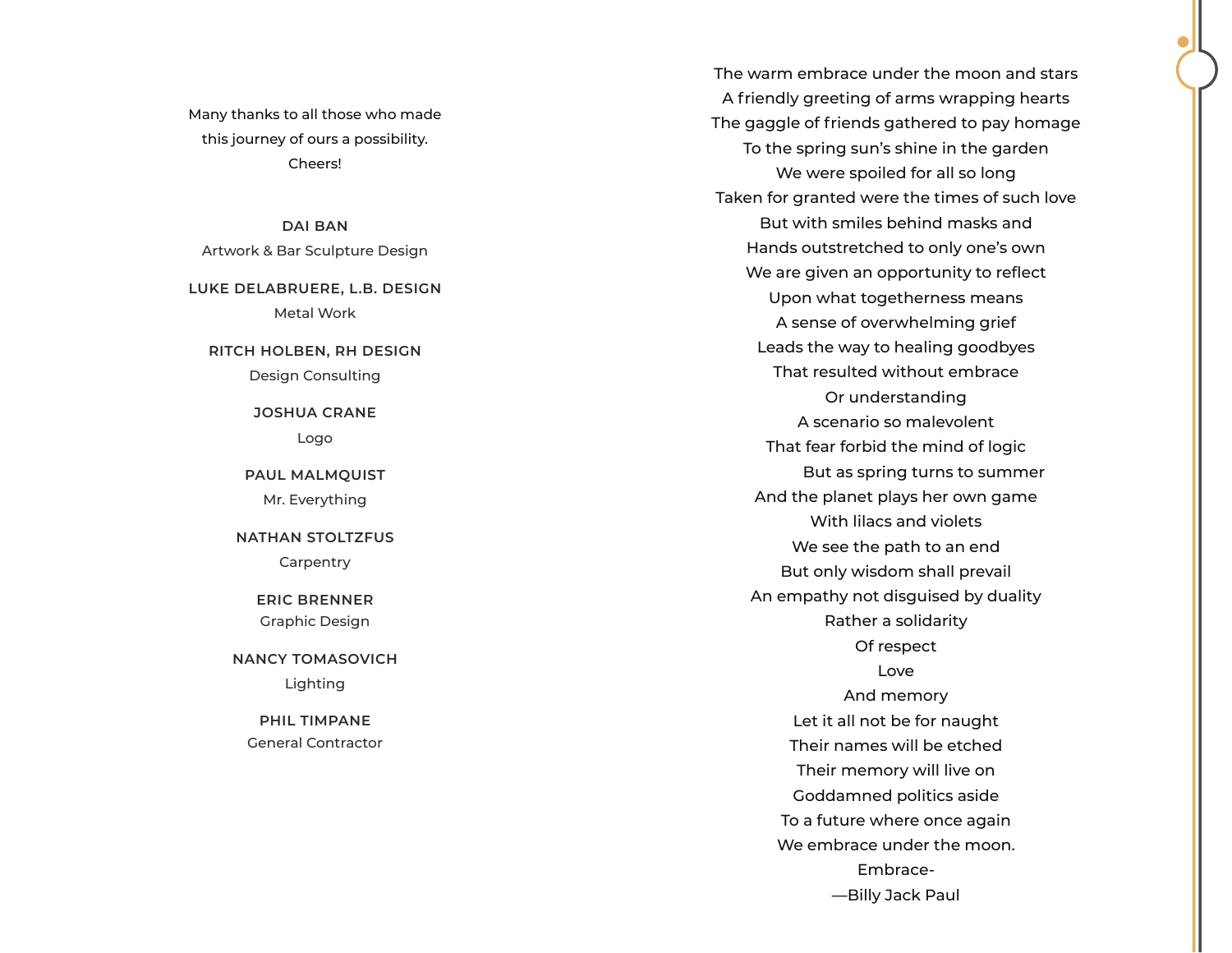Many thanks to all those who made
this journey of ours a possibility.
Cheers!

**DAI BAN**
Artwork & Bar Sculpture Design

**LUKE DELABRUERE, L.B. DESIGN**
Metal Work

**RITCH HOLBEN, RH DESIGN**
Design Consulting

**JOSHUA CRANE**
Logo

**PAUL MALMQUIST**
Mr. Everything

**NATHAN STOLTZFUS**
Carpentry

**ERIC BRENNER**
Graphic Design

**NANCY TOMASOVICH**
Lighting

**PHIL TIMPANE**
General Contractor

The warm embrace under the moon and stars
A friendly greeting of arms wrapping hearts
The gaggle of friends gathered to pay homage
To the spring sun's shine in the garden
We were spoiled for all so long
Taken for granted were the times of such love
But with smiles behind masks and
Hands outstretched to only one's own
We are given an opportunity to reflect
Upon what togetherness means
A sense of overwhelming grief
Leads the way to healing goodbyes
That resulted without embrace
Or understanding
A scenario so malevolent
That fear forbid the mind of logic
But as spring turns to summer
And the planet plays her own game
With lilacs and violets
We see the path to an end
But only wisdom shall prevail
An empathy not disguised by duality
Rather a solidarity
Of respect
Love
And memory
Let it all not be for naught
Their names will be etched
Their memory will live on
Goddamned politics aside
To a future where once again
We embrace under the moon.
Embrace-
—Billy Jack Paul